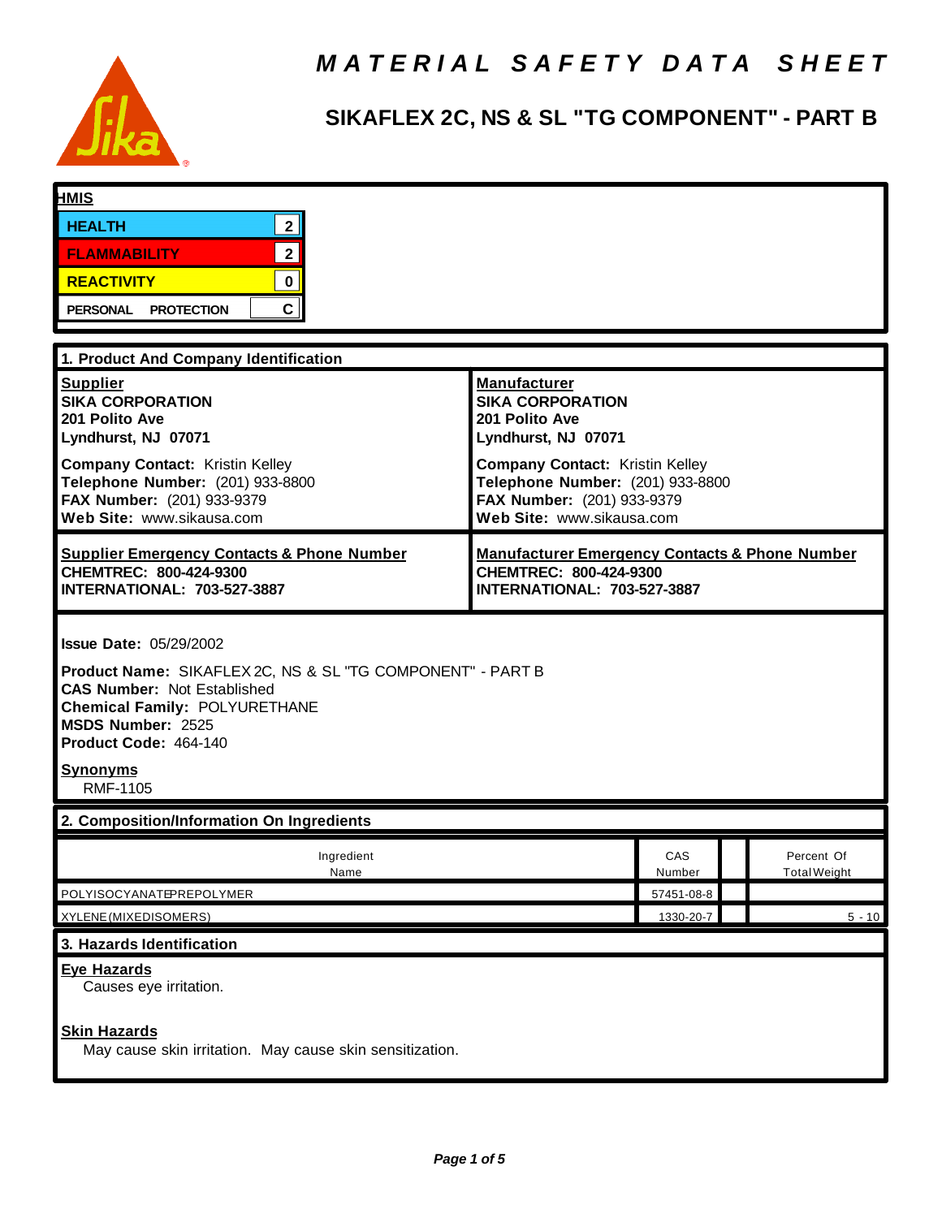# MATERIAL SAFETY DATA SHEET

## SIKAFLEX 2C, NS & SL "TG COMPONENT" - PART B

**HMIS**

| | |
|---|---|
| HEALTH | 2 |
| FLAMMABILITY | 2 |
| REACTIVITY | 0 |
| PERSONAL PROTECTION | C |

## 1. Product And Company Identification

**Supplier**
**SIKA CORPORATION**
**201 Polito Ave**
**Lyndhurst, NJ 07071**

**Company Contact:** Kristin Kelley
**Telephone Number:** (201) 933-8800
**FAX Number:** (201) 933-9379
**Web Site:** www.sikausa.com

**Manufacturer**
**SIKA CORPORATION**
**201 Polito Ave**
**Lyndhurst, NJ 07071**

**Company Contact:** Kristin Kelley
**Telephone Number:** (201) 933-8800
**FAX Number:** (201) 933-9379
**Web Site:** www.sikausa.com

**Supplier Emergency Contacts & Phone Number**
**CHEMTREC: 800-424-9300**
**INTERNATIONAL: 703-527-3887**

**Manufacturer Emergency Contacts & Phone Number**
**CHEMTREC: 800-424-9300**
**INTERNATIONAL: 703-527-3887**

**Issue Date:** 05/29/2002

**Product Name:** SIKAFLEX 2C, NS & SL "TG COMPONENT" - PART B
**CAS Number:** Not Established
**Chemical Family:** POLYURETHANE
**MSDS Number:** 2525
**Product Code:** 464-140

**Synonyms**
RMF-1105

## 2. Composition/Information On Ingredients

| Ingredient Name | CAS Number | | Percent Of Total Weight |
|---|---|---|---|
| POLYISOCYANATE PREPOLYMER | 57451-08-8 | | |
| XYLENE (MIXED ISOMERS) | 1330-20-7 | | 5 - 10 |

## 3. Hazards Identification

**Eye Hazards**
Causes eye irritation.

**Skin Hazards**
May cause skin irritation. May cause skin sensitization.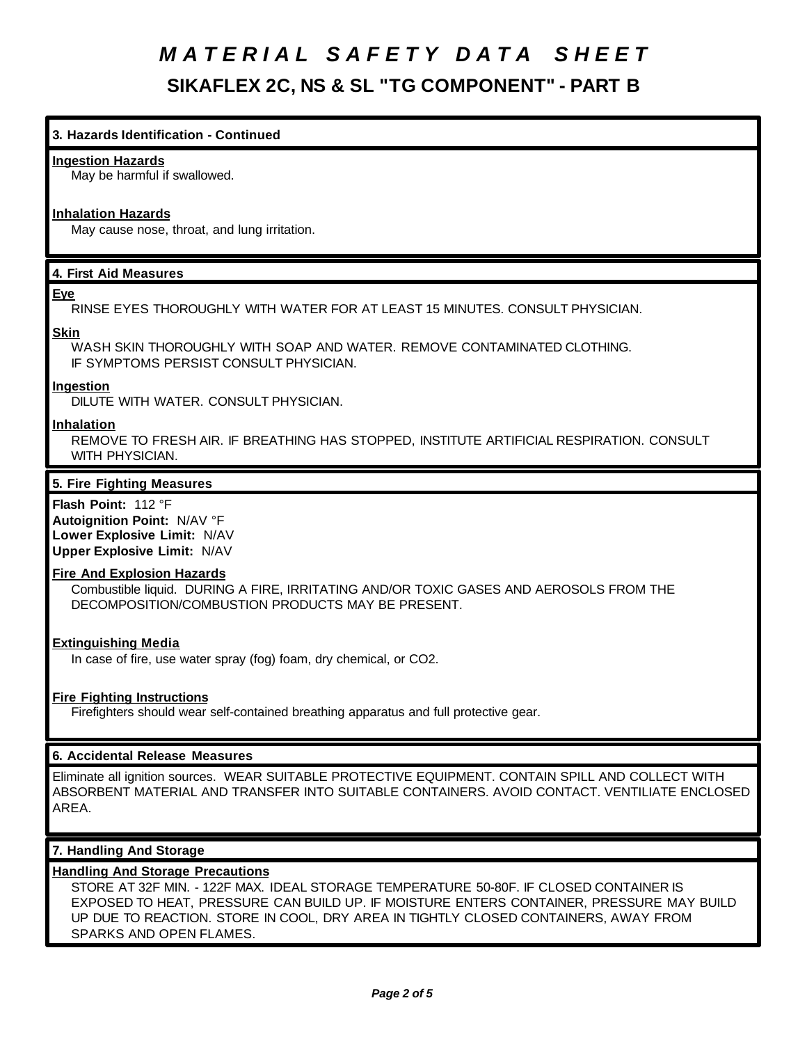# *MATERIAL SAFETY DATA SHEET*

## SIKAFLEX 2C, NS & SL "TG COMPONENT" - PART B

### 3. Hazards Identification - Continued

**Ingestion Hazards**

May be harmful if swallowed.

**Inhalation Hazards**

May cause nose, throat, and lung irritation.

### 4. First Aid Measures

**Eye**

RINSE EYES THOROUGHLY WITH WATER FOR AT LEAST 15 MINUTES. CONSULT PHYSICIAN.

**Skin**

WASH SKIN THOROUGHLY WITH SOAP AND WATER. REMOVE CONTAMINATED CLOTHING.
IF SYMPTOMS PERSIST CONSULT PHYSICIAN.

**Ingestion**

DILUTE WITH WATER. CONSULT PHYSICIAN.

**Inhalation**

REMOVE TO FRESH AIR. IF BREATHING HAS STOPPED, INSTITUTE ARTIFICIAL RESPIRATION. CONSULT WITH PHYSICIAN.

### 5. Fire Fighting Measures

**Flash Point:** 112 °F
**Autoignition Point:** N/AV °F
**Lower Explosive Limit:** N/AV
**Upper Explosive Limit:** N/AV

**Fire And Explosion Hazards**

Combustible liquid. DURING A FIRE, IRRITATING AND/OR TOXIC GASES AND AEROSOLS FROM THE DECOMPOSITION/COMBUSTION PRODUCTS MAY BE PRESENT.

**Extinguishing Media**

In case of fire, use water spray (fog) foam, dry chemical, or CO2.

**Fire Fighting Instructions**

Firefighters should wear self-contained breathing apparatus and full protective gear.

### 6. Accidental Release Measures

Eliminate all ignition sources. WEAR SUITABLE PROTECTIVE EQUIPMENT. CONTAIN SPILL AND COLLECT WITH ABSORBENT MATERIAL AND TRANSFER INTO SUITABLE CONTAINERS. AVOID CONTACT. VENTILIATE ENCLOSED AREA.

### 7. Handling And Storage

**Handling And Storage Precautions**

STORE AT 32F MIN. - 122F MAX. IDEAL STORAGE TEMPERATURE 50-80F. IF CLOSED CONTAINER IS EXPOSED TO HEAT, PRESSURE CAN BUILD UP. IF MOISTURE ENTERS CONTAINER, PRESSURE MAY BUILD UP DUE TO REACTION. STORE IN COOL, DRY AREA IN TIGHTLY CLOSED CONTAINERS, AWAY FROM SPARKS AND OPEN FLAMES.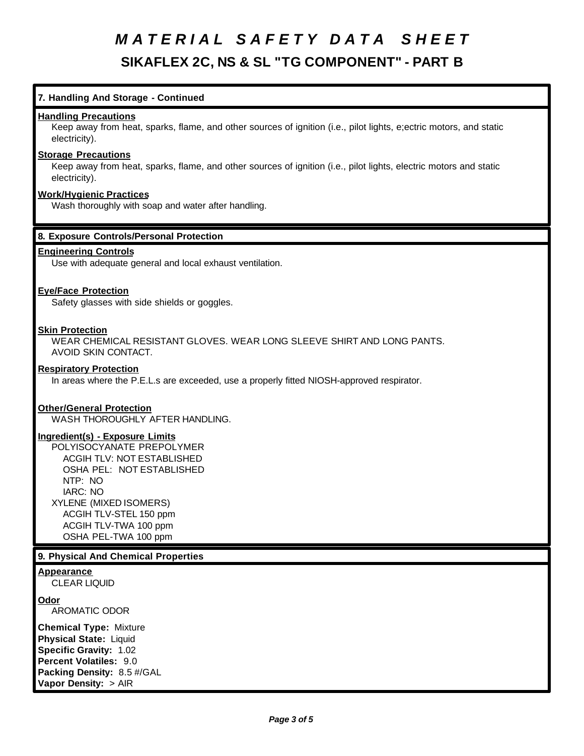# *M A T E R I A L   S A F E T Y   D A T A   S H E E T*

## SIKAFLEX 2C, NS & SL "TG COMPONENT" - PART B

### 7. Handling And Storage - Continued

**Handling Precautions**

Keep away from heat, sparks, flame, and other sources of ignition (i.e., pilot lights, e;ectric motors, and static electricity).

**Storage Precautions**

Keep away from heat, sparks, flame, and other sources of ignition (i.e., pilot lights, electric motors and static electricity).

**Work/Hygienic Practices**

Wash thoroughly with soap and water after handling.

### 8. Exposure Controls/Personal Protection

**Engineering Controls**

Use with adequate general and local exhaust ventilation.

**Eye/Face Protection**

Safety glasses with side shields or goggles.

**Skin Protection**

WEAR CHEMICAL RESISTANT GLOVES. WEAR LONG SLEEVE SHIRT AND LONG PANTS.
AVOID SKIN CONTACT.

**Respiratory Protection**

In areas where the P.E.L.s are exceeded, use a properly fitted NIOSH-approved respirator.

**Other/General Protection**

WASH THOROUGHLY AFTER HANDLING.

**Ingredient(s) - Exposure Limits**

POLYISOCYANATE PREPOLYMER
- ACGIH TLV: NOT ESTABLISHED
- OSHA PEL: NOT ESTABLISHED
- NTP: NO
- IARC: NO

XYLENE (MIXED ISOMERS)
- ACGIH TLV-STEL 150 ppm
- ACGIH TLV-TWA 100 ppm
- OSHA PEL-TWA 100 ppm

### 9. Physical And Chemical Properties

**Appearance**

CLEAR LIQUID

**Odor**

AROMATIC ODOR

**Chemical Type:** Mixture
**Physical State:** Liquid
**Specific Gravity:** 1.02
**Percent Volatiles:** 9.0
**Packing Density:** 8.5 #/GAL
**Vapor Density:** > AIR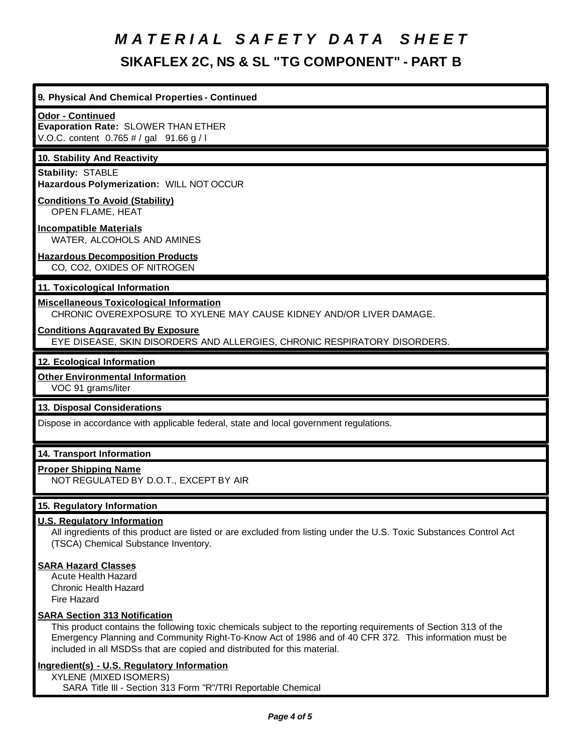# *M A T E R I A L   S A F E T Y   D A T A   S H E E T*

## SIKAFLEX 2C, NS & SL "TG COMPONENT" - PART B

### 9. Physical And Chemical Properties - Continued

**Odor - Continued**

**Evaporation Rate:** SLOWER THAN ETHER

V.O.C. content 0.765 # / gal 91.66 g / l

### 10. Stability And Reactivity

**Stability:** STABLE

**Hazardous Polymerization:** WILL NOT OCCUR

**Conditions To Avoid (Stability)**

OPEN FLAME, HEAT

**Incompatible Materials**

WATER, ALCOHOLS AND AMINES

**Hazardous Decomposition Products**

CO, CO2, OXIDES OF NITROGEN

### 11. Toxicological Information

**Miscellaneous Toxicological Information**

CHRONIC OVEREXPOSURE TO XYLENE MAY CAUSE KIDNEY AND/OR LIVER DAMAGE.

**Conditions Aggravated By Exposure**

EYE DISEASE, SKIN DISORDERS AND ALLERGIES, CHRONIC RESPIRATORY DISORDERS.

### 12. Ecological Information

**Other Environmental Information**

VOC 91 grams/liter

### 13. Disposal Considerations

Dispose in accordance with applicable federal, state and local government regulations.

### 14. Transport Information

**Proper Shipping Name**

NOT REGULATED BY D.O.T., EXCEPT BY AIR

### 15. Regulatory Information

**U.S. Regulatory Information**

All ingredients of this product are listed or are excluded from listing under the U.S. Toxic Substances Control Act (TSCA) Chemical Substance Inventory.

**SARA Hazard Classes**

Acute Health Hazard
Chronic Health Hazard
Fire Hazard

**SARA Section 313 Notification**

This product contains the following toxic chemicals subject to the reporting requirements of Section 313 of the Emergency Planning and Community Right-To-Know Act of 1986 and of 40 CFR 372. This information must be included in all MSDSs that are copied and distributed for this material.

**Ingredient(s) - U.S. Regulatory Information**

XYLENE (MIXED ISOMERS)
SARA Title III - Section 313 Form "R"/TRI Reportable Chemical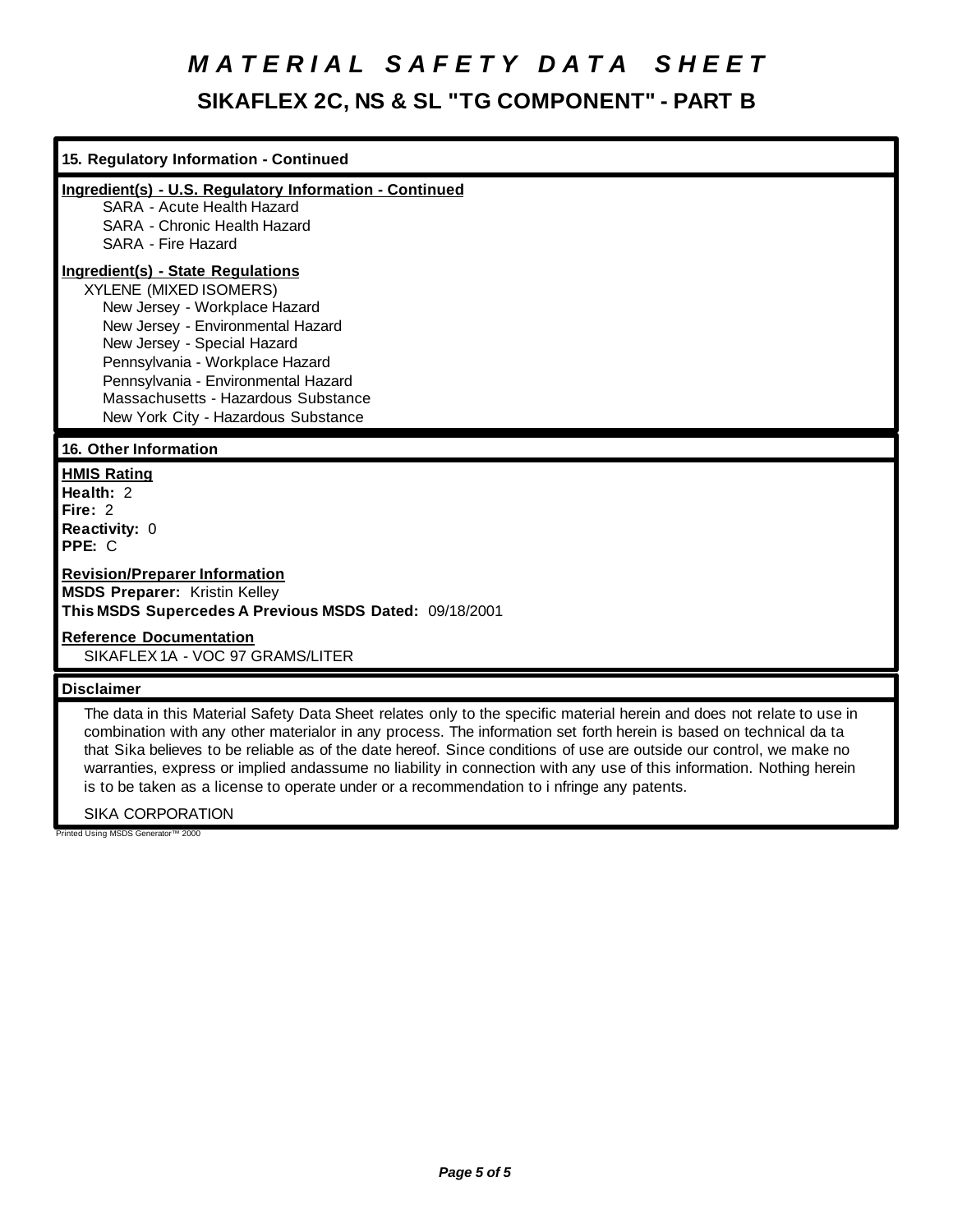# MATERIAL SAFETY DATA SHEET

## SIKAFLEX 2C, NS & SL "TG COMPONENT" - PART B

### 15. Regulatory Information - Continued

**Ingredient(s) - U.S. Regulatory Information - Continued**

SARA - Acute Health Hazard
SARA - Chronic Health Hazard
SARA - Fire Hazard

**Ingredient(s) - State Regulations**

XYLENE (MIXED ISOMERS)
New Jersey - Workplace Hazard
New Jersey - Environmental Hazard
New Jersey - Special Hazard
Pennsylvania - Workplace Hazard
Pennsylvania - Environmental Hazard
Massachusetts - Hazardous Substance
New York City - Hazardous Substance

### 16. Other Information

**HMIS Rating**

**Health:** 2
**Fire:** 2
**Reactivity:** 0
**PPE:** C

**Revision/Preparer Information**

**MSDS Preparer:** Kristin Kelley
**This MSDS Supercedes A Previous MSDS Dated:** 09/18/2001

**Reference Documentation**

SIKAFLEX 1A - VOC 97 GRAMS/LITER

### Disclaimer

The data in this Material Safety Data Sheet relates only to the specific material herein and does not relate to use in combination with any other materialor in any process. The information set forth herein is based on technical da ta that Sika believes to be reliable as of the date hereof. Since conditions of use are outside our control, we make no warranties, express or implied andassume no liability in connection with any use of this information. Nothing herein is to be taken as a license to operate under or a recommendation to i nfringe any patents.

SIKA CORPORATION

Printed Using MSDS Generator™ 2000